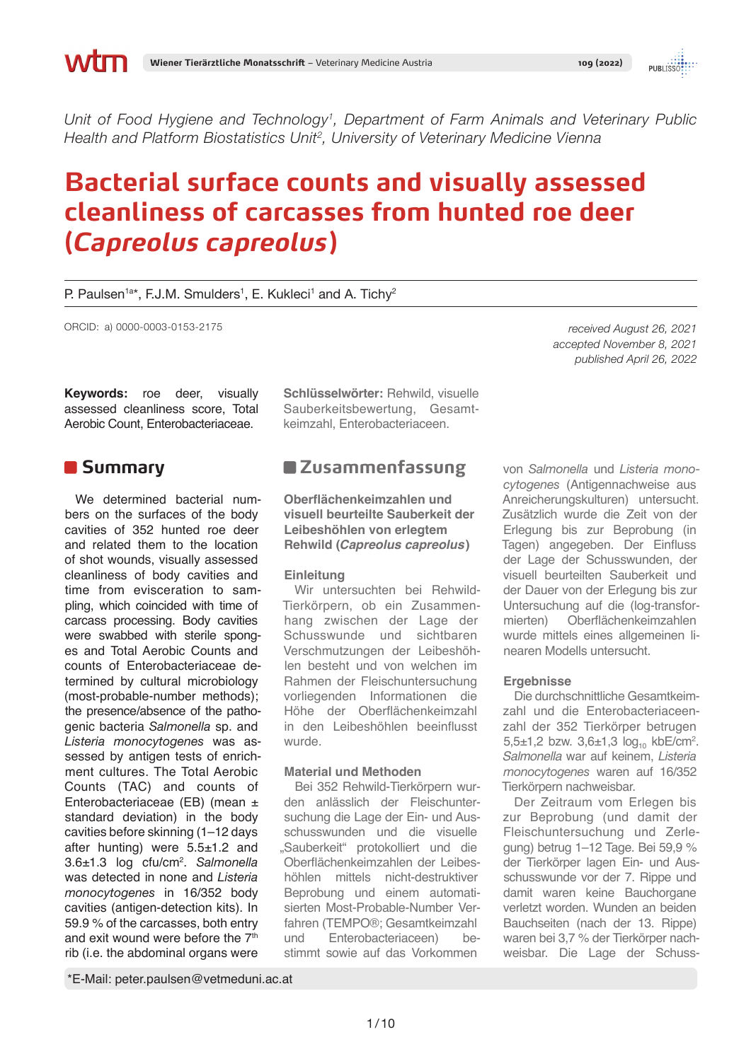Unit of Food Hygiene and Technology[1], Department of Farm Animals and Veterinary Public Health and Platform Biostatistics Unit[2], University of Veterinary Medicine Vienna

# Bacterial surface counts and visually assessed cleanliness of carcasses from hunted roe deer (*Capreolus capreolus*)

P. Paulsen[1a]*, F.J.M. Smulders[1], E. Kukleci[1] and A. Tichy[2]

ORCID: a) 0000-0003-0153-2175

*received August 26, 2021*
*accepted November 8, 2021*
*published April 26, 2022*

**Keywords:** roe deer, visually assessed cleanliness score, Total Aerobic Count, Enterobacteriaceae.

**Schlüsselwörter:** Rehwild, visuelle Sauberkeitsbewertung, Gesamtkeimzahl, Enterobacteriaceen.

## Summary

We determined bacterial numbers on the surfaces of the body cavities of 352 hunted roe deer and related them to the location of shot wounds, visually assessed cleanliness of body cavities and time from evisceration to sampling, which coincided with time of carcass processing. Body cavities were swabbed with sterile sponges and Total Aerobic Counts and counts of Enterobacteriaceae determined by cultural microbiology (most-probable-number methods); the presence/absence of the pathogenic bacteria *Salmonella* sp. and *Listeria monocytogenes* was assessed by antigen tests of enrichment cultures. The Total Aerobic Counts (TAC) and counts of Enterobacteriaceae (EB) (mean ± standard deviation) in the body cavities before skinning (1–12 days after hunting) were 5.5±1.2 and 3.6±1.3 log cfu/cm². *Salmonella* was detected in none and *Listeria monocytogenes* in 16/352 body cavities (antigen-detection kits). In 59.9 % of the carcasses, both entry and exit wound were before the 7th rib (i.e. the abdominal organs were

## Zusammenfassung

**Oberflächenkeimzahlen und visuell beurteilte Sauberkeit der Leibeshöhlen von erlegtem Rehwild (*Capreolus capreolus*)**

### Einleitung

Wir untersuchten bei Rehwild-Tierkörpern, ob ein Zusammenhang zwischen der Lage der Schusswunde und sichtbaren Verschmutzungen der Leibeshöhlen besteht und von welchen im Rahmen der Fleischuntersuchung vorliegenden Informationen die Höhe der Oberflächenkeimzahl in den Leibeshöhlen beeinflusst wurde.

### Material und Methoden

Bei 352 Rehwild-Tierkörpern wurden anlässlich der Fleischuntersuchung die Lage der Ein- und Ausschusswunden und die visuelle „Sauberkeit" protokolliert und die Oberflächenkeimzahlen der Leibeshöhlen mittels nicht-destruktiver Beprobung und einem automatisierten Most-Probable-Number Verfahren (TEMPO®; Gesamtkeimzahl und Enterobacteriaceen) bestimmt sowie auf das Vorkommen von *Salmonella* und *Listeria monocytogenes* (Antigennachweise aus Anreicherungskulturen) untersucht. Zusätzlich wurde die Zeit von der Erlegung bis zur Beprobung (in Tagen) angegeben. Der Einfluss der Lage der Schusswunden, der visuell beurteilten Sauberkeit und der Dauer von der Erlegung bis zur Untersuchung auf die (log-transformierten) Oberflächenkeimzahlen wurde mittels eines allgemeinen linearen Modells untersucht.

### Ergebnisse

Die durchschnittliche Gesamtkeimzahl und die Enterobacteriaceenzahl der 352 Tierkörper betrugen 5,5±1,2 bzw. 3,6±1,3 $\log_{10}$ kbE/cm². *Salmonella* war auf keinem, *Listeria monocytogenes* waren auf 16/352 Tierkörpern nachweisbar.

Der Zeitraum vom Erlegen bis zur Beprobung (und damit der Fleischuntersuchung und Zerlegung) betrug 1–12 Tage. Bei 59,9 % der Tierkörper lagen Ein- und Ausschusswunde vor der 7. Rippe und damit waren keine Bauchorgane verletzt worden. Wunden an beiden Bauchseiten (nach der 13. Rippe) waren bei 3,7 % der Tierkörper nachweisbar. Die Lage der Schuss-

*E-Mail: peter.paulsen@vetmeduni.ac.at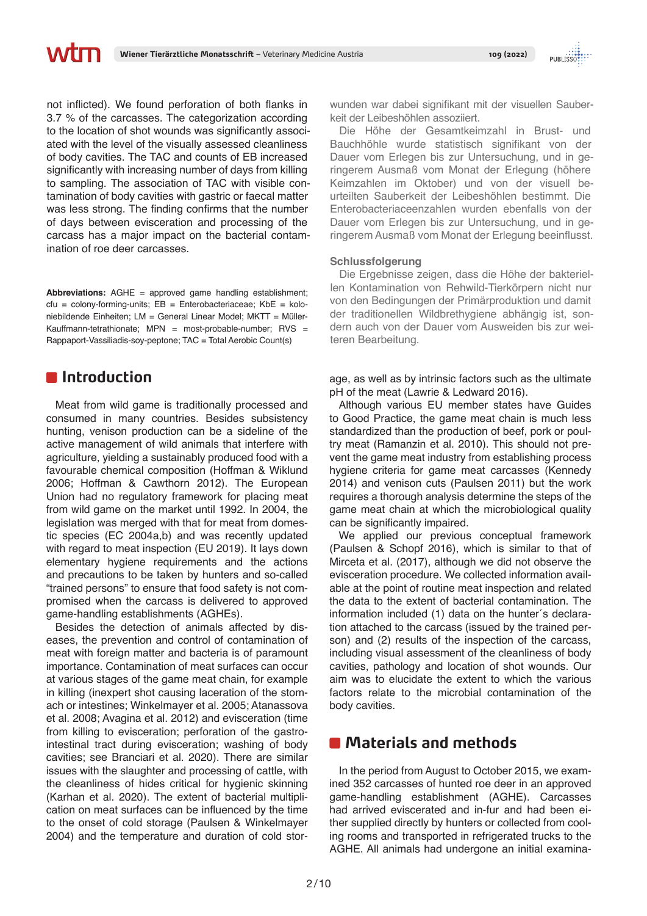not inflicted). We found perforation of both flanks in 3.7 % of the carcasses. The categorization according to the location of shot wounds was significantly associated with the level of the visually assessed cleanliness of body cavities. The TAC and counts of EB increased significantly with increasing number of days from killing to sampling. The association of TAC with visible contamination of body cavities with gastric or faecal matter was less strong. The finding confirms that the number of days between evisceration and processing of the carcass has a major impact on the bacterial contamination of roe deer carcasses.

**Abbreviations:** AGHE = approved game handling establishment; cfu = colony-forming-units; EB = Enterobacteriaceae; KbE = koloniebildende Einheiten; LM = General Linear Model; MKTT = Müller-Kauffmann-tetrathionate; MPN = most-probable-number; RVS = Rappaport-Vassiliadis-soy-peptone; TAC = Total Aerobic Count(s)

wunden war dabei signifikant mit der visuellen Sauberkeit der Leibeshöhlen assoziiert.

Die Höhe der Gesamtkeimzahl in Brust- und Bauchhöhle wurde statistisch signifikant von der Dauer vom Erlegen bis zur Untersuchung, und in geringerem Ausmaß vom Monat der Erlegung (höhere Keimzahlen im Oktober) und von der visuell beurteilten Sauberkeit der Leibeshöhlen bestimmt. Die Enterobacteriaceenzahlen wurden ebenfalls von der Dauer vom Erlegen bis zur Untersuchung, und in geringerem Ausmaß vom Monat der Erlegung beeinflusst.

### Schlussfolgerung

Die Ergebnisse zeigen, dass die Höhe der bakteriellen Kontamination von Rehwild-Tierkörpern nicht nur von den Bedingungen der Primärproduktion und damit der traditionellen Wildbrethygiene abhängig ist, sondern auch von der Dauer vom Ausweiden bis zur weiteren Bearbeitung.

## Introduction

Meat from wild game is traditionally processed and consumed in many countries. Besides subsistency hunting, venison production can be a sideline of the active management of wild animals that interfere with agriculture, yielding a sustainably produced food with a favourable chemical composition (Hoffman & Wiklund 2006; Hoffman & Cawthorn 2012). The European Union had no regulatory framework for placing meat from wild game on the market until 1992. In 2004, the legislation was merged with that for meat from domestic species (EC 2004a,b) and was recently updated with regard to meat inspection (EU 2019). It lays down elementary hygiene requirements and the actions and precautions to be taken by hunters and so-called "trained persons" to ensure that food safety is not compromised when the carcass is delivered to approved game-handling establishments (AGHEs).

Besides the detection of animals affected by diseases, the prevention and control of contamination of meat with foreign matter and bacteria is of paramount importance. Contamination of meat surfaces can occur at various stages of the game meat chain, for example in killing (inexpert shot causing laceration of the stomach or intestines; Winkelmayer et al. 2005; Atanassova et al. 2008; Avagina et al. 2012) and evisceration (time from killing to evisceration; perforation of the gastrointestinal tract during evisceration; washing of body cavities; see Branciari et al. 2020). There are similar issues with the slaughter and processing of cattle, with the cleanliness of hides critical for hygienic skinning (Karhan et al. 2020). The extent of bacterial multiplication on meat surfaces can be influenced by the time to the onset of cold storage (Paulsen & Winkelmayer 2004) and the temperature and duration of cold storage, as well as by intrinsic factors such as the ultimate pH of the meat (Lawrie & Ledward 2016).

Although various EU member states have Guides to Good Practice, the game meat chain is much less standardized than the production of beef, pork or poultry meat (Ramanzin et al. 2010). This should not prevent the game meat industry from establishing process hygiene criteria for game meat carcasses (Kennedy 2014) and venison cuts (Paulsen 2011) but the work requires a thorough analysis determine the steps of the game meat chain at which the microbiological quality can be significantly impaired.

We applied our previous conceptual framework (Paulsen & Schopf 2016), which is similar to that of Mirceta et al. (2017), although we did not observe the evisceration procedure. We collected information available at the point of routine meat inspection and related the data to the extent of bacterial contamination. The information included (1) data on the hunter´s declaration attached to the carcass (issued by the trained person) and (2) results of the inspection of the carcass, including visual assessment of the cleanliness of body cavities, pathology and location of shot wounds. Our aim was to elucidate the extent to which the various factors relate to the microbial contamination of the body cavities.

## Materials and methods

In the period from August to October 2015, we examined 352 carcasses of hunted roe deer in an approved game-handling establishment (AGHE). Carcasses had arrived eviscerated and in-fur and had been either supplied directly by hunters or collected from cooling rooms and transported in refrigerated trucks to the AGHE. All animals had undergone an initial examina-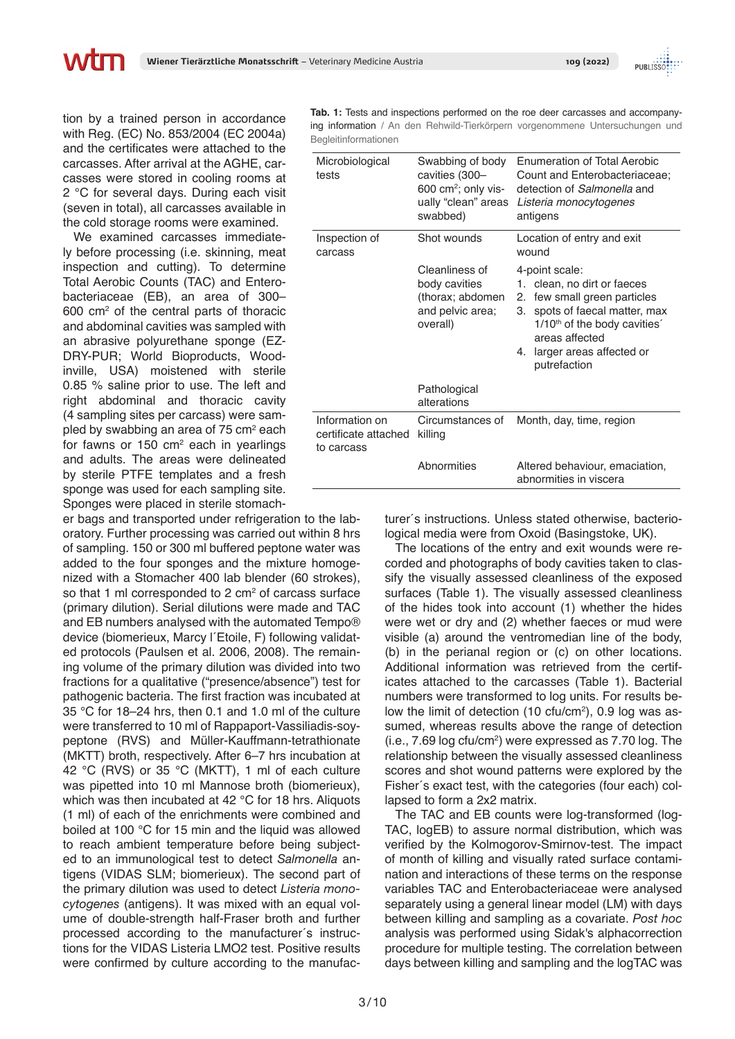tion by a trained person in accordance with Reg. (EC) No. 853/2004 (EC 2004a) and the certificates were attached to the carcasses. After arrival at the AGHE, carcasses were stored in cooling rooms at 2 °C for several days. During each visit (seven in total), all carcasses available in the cold storage rooms were examined.

We examined carcasses immediately before processing (i.e. skinning, meat inspection and cutting). To determine Total Aerobic Counts (TAC) and Enterobacteriaceae (EB), an area of 300–600 cm$^2$ of the central parts of thoracic and abdominal cavities was sampled with an abrasive polyurethane sponge (EZ-DRY-PUR; World Bioproducts, Woodinville, USA) moistened with sterile 0.85 % saline prior to use. The left and right abdominal and thoracic cavity (4 sampling sites per carcass) were sampled by swabbing an area of 75 cm$^2$ each for fawns or 150 cm$^2$ each in yearlings and adults. The areas were delineated by sterile PTFE templates and a fresh sponge was used for each sampling site. Sponges were placed in sterile stomacher bags and transported under refrigeration to the laboratory. Further processing was carried out within 8 hrs of sampling. 150 or 300 ml buffered peptone water was added to the four sponges and the mixture homogenized with a Stomacher 400 lab blender (60 strokes), so that 1 ml corresponded to 2 cm$^2$ of carcass surface (primary dilution). Serial dilutions were made and TAC and EB numbers analysed with the automated Tempo® device (biomerieux, Marcy l´Etoile, F) following validated protocols (Paulsen et al. 2006, 2008). The remaining volume of the primary dilution was divided into two fractions for a qualitative ("presence/absence") test for pathogenic bacteria. The first fraction was incubated at 35 °C for 18–24 hrs, then 0.1 and 1.0 ml of the culture were transferred to 10 ml of Rappaport-Vassiliadis-soypeptone (RVS) and Müller-Kauffmann-tetrathionate (MKTT) broth, respectively. After 6–7 hrs incubation at 42 °C (RVS) or 35 °C (MKTT), 1 ml of each culture was pipetted into 10 ml Mannose broth (biomerieux), which was then incubated at 42 °C for 18 hrs. Aliquots (1 ml) of each of the enrichments were combined and boiled at 100 °C for 15 min and the liquid was allowed to reach ambient temperature before being subjected to an immunological test to detect *Salmonella* antigens (VIDAS SLM; biomerieux). The second part of the primary dilution was used to detect *Listeria monocytogenes* (antigens). It was mixed with an equal volume of double-strength half-Fraser broth and further processed according to the manufacturer´s instructions for the VIDAS Listeria LMO2 test. Positive results were confirmed by culture according to the manufacturer´s instructions. Unless stated otherwise, bacteriological media were from Oxoid (Basingstoke, UK).

**Tab. 1:** Tests and inspections performed on the roe deer carcasses and accompanying information / An den Rehwild-Tierkörpern vorgenommene Untersuchungen und Begleitinformationen

| | | |
|---|---|---|
| Microbiological tests | Swabbing of body cavities (300–600 cm$^2$; only visually "clean" areas swabbed) | Enumeration of Total Aerobic Count and Enterobacteriaceae; detection of *Salmonella* and *Listeria monocytogenes* antigens |
| Inspection of carcass | Shot wounds | Location of entry and exit wound |
| | Cleanliness of body cavities (thorax; abdomen and pelvic area; overall) | 4-point scale: 1. clean, no dirt or faeces 2. few small green particles 3. spots of faecal matter, max 1/10$^{th}$ of the body cavities´ areas affected 4. larger areas affected or putrefaction |
| | Pathological alterations | |
| Information on certificate attached to carcass | Circumstances of killing | Month, day, time, region |
| | Abnormities | Altered behaviour, emaciation, abnormities in viscera |

The locations of the entry and exit wounds were recorded and photographs of body cavities taken to classify the visually assessed cleanliness of the exposed surfaces (Table 1). The visually assessed cleanliness of the hides took into account (1) whether the hides were wet or dry and (2) whether faeces or mud were visible (a) around the ventromedian line of the body, (b) in the perianal region or (c) on other locations. Additional information was retrieved from the certificates attached to the carcasses (Table 1). Bacterial numbers were transformed to log units. For results below the limit of detection (10 cfu/cm$^2$), 0.9 log was assumed, whereas results above the range of detection (i.e., 7.69 log cfu/cm$^2$) were expressed as 7.70 log. The relationship between the visually assessed cleanliness scores and shot wound patterns were explored by the Fisher´s exact test, with the categories (four each) collapsed to form a 2x2 matrix.

The TAC and EB counts were log-transformed (logTAC, logEB) to assure normal distribution, which was verified by the Kolmogorov-Smirnov-test. The impact of month of killing and visually rated surface contamination and interactions of these terms on the response variables TAC and Enterobacteriaceae were analysed separately using a general linear model (LM) with days between killing and sampling as a covariate. *Post hoc* analysis was performed using Sidak's alphacorrection procedure for multiple testing. The correlation between days between killing and sampling and the logTAC was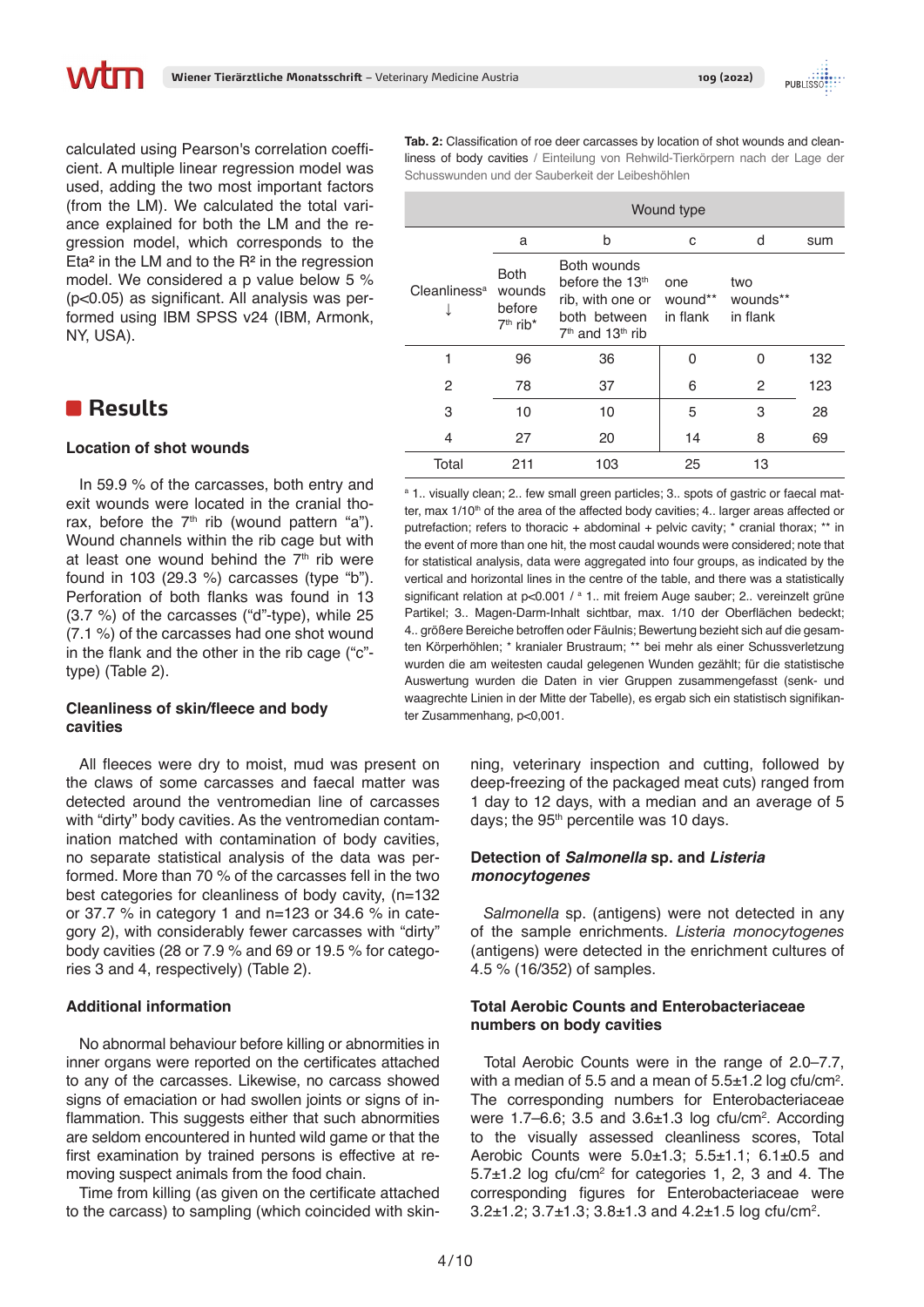calculated using Pearson's correlation coefficient. A multiple linear regression model was used, adding the two most important factors (from the LM). We calculated the total variance explained for both the LM and the regression model, which corresponds to the Eta² in the LM and to the $R^2$ in the regression model. We considered a p value below 5 % ($p<0.05$) as significant. All analysis was performed using IBM SPSS v24 (IBM, Armonk, NY, USA).

## Results

### Location of shot wounds

In 59.9 % of the carcasses, both entry and exit wounds were located in the cranial thorax, before the 7th rib (wound pattern "a"). Wound channels within the rib cage but with at least one wound behind the 7th rib were found in 103 (29.3 %) carcasses (type "b"). Perforation of both flanks was found in 13 (3.7 %) of the carcasses ("d"-type), while 25 (7.1 %) of the carcasses had one shot wound in the flank and the other in the rib cage ("c"-type) (Table 2).

### Cleanliness of skin/fleece and body cavities

All fleeces were dry to moist, mud was present on the claws of some carcasses and faecal matter was detected around the ventromedian line of carcasses with "dirty" body cavities. As the ventromedian contamination matched with contamination of body cavities, no separate statistical analysis of the data was performed. More than 70 % of the carcasses fell in the two best categories for cleanliness of body cavity, (n=132 or 37.7 % in category 1 and n=123 or 34.6 % in category 2), with considerably fewer carcasses with "dirty" body cavities (28 or 7.9 % and 69 or 19.5 % for categories 3 and 4, respectively) (Table 2).

**Tab. 2:** Classification of roe deer carcasses by location of shot wounds and cleanliness of body cavities / Einteilung von Rehwild-Tierkörpern nach der Lage der Schusswunden und der Sauberkeit der Leibeshöhlen

| | Wound type | | | | |
|---|---|---|---|---|---|
| | a | b | c | d | sum |
| Cleanliness[a] ↓ | Both wounds before 7th rib* | Both wounds before the 13th rib, with one or both between 7th and 13th rib | one wound** in flank | two wounds** in flank | |
| 1 | 96 | 36 | 0 | 0 | 132 |
| 2 | 78 | 37 | 6 | 2 | 123 |
| 3 | 10 | 10 | 5 | 3 | 28 |
| 4 | 27 | 20 | 14 | 8 | 69 |
| Total | 211 | 103 | 25 | 13 | |

[a] 1.. visually clean; 2.. few small green particles; 3.. spots of gastric or faecal matter, max 1/10th of the area of the affected body cavities; 4.. larger areas affected or putrefaction; refers to thoracic + abdominal + pelvic cavity; * cranial thorax; ** in the event of more than one hit, the most caudal wounds were considered; note that for statistical analysis, data were aggregated into four groups, as indicated by the vertical and horizontal lines in the centre of the table, and there was a statistically significant relation at p<0.001 / [a] 1.. mit freiem Auge sauber; 2.. vereinzelt grüne Partikel; 3.. Magen-Darm-Inhalt sichtbar, max. 1/10 der Oberflächen bedeckt; 4.. größere Bereiche betroffen oder Fäulnis; Bewertung bezieht sich auf die gesamten Körperhöhlen; * kranialer Brustraum; ** bei mehr als einer Schussverletzung wurden die am weitesten caudal gelegenen Wunden gezählt; für die statistische Auswertung wurden die Daten in vier Gruppen zusammengefasst (senk- und waagrechte Linien in der Mitte der Tabelle), es ergab sich ein statistisch signifikanter Zusammenhang, p<0,001.

### Additional information

No abnormal behaviour before killing or abnormities in inner organs were reported on the certificates attached to any of the carcasses. Likewise, no carcass showed signs of emaciation or had swollen joints or signs of inflammation. This suggests either that such abnormities are seldom encountered in hunted wild game or that the first examination by trained persons is effective at removing suspect animals from the food chain.

Time from killing (as given on the certificate attached to the carcass) to sampling (which coincided with skinning, veterinary inspection and cutting, followed by deep-freezing of the packaged meat cuts) ranged from 1 day to 12 days, with a median and an average of 5 days; the 95th percentile was 10 days.

### Detection of *Salmonella* sp. and *Listeria monocytogenes*

*Salmonella* sp. (antigens) were not detected in any of the sample enrichments. *Listeria monocytogenes* (antigens) were detected in the enrichment cultures of 4.5 % (16/352) of samples.

### Total Aerobic Counts and Enterobacteriaceae numbers on body cavities

Total Aerobic Counts were in the range of 2.0–7.7, with a median of 5.5 and a mean of 5.5±1.2 log cfu/cm². The corresponding numbers for Enterobacteriaceae were 1.7–6.6; 3.5 and 3.6±1.3 log cfu/cm². According to the visually assessed cleanliness scores, Total Aerobic Counts were 5.0±1.3; 5.5±1.1; 6.1±0.5 and 5.7±1.2 log cfu/cm² for categories 1, 2, 3 and 4. The corresponding figures for Enterobacteriaceae were 3.2±1.2; 3.7±1.3; 3.8±1.3 and 4.2±1.5 log cfu/cm².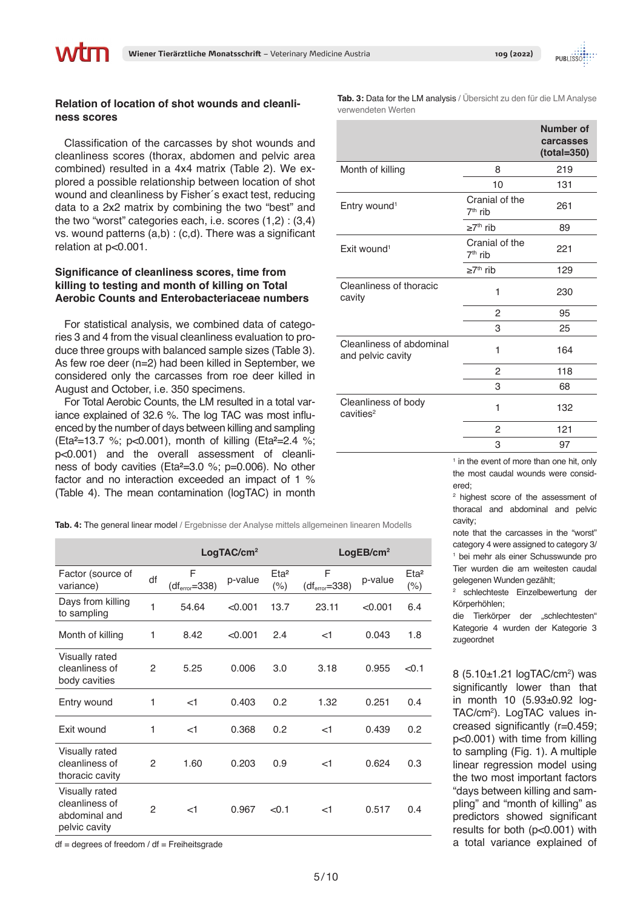### Relation of location of shot wounds and cleanliness scores

Classification of the carcasses by shot wounds and cleanliness scores (thorax, abdomen and pelvic area combined) resulted in a 4x4 matrix (Table 2). We explored a possible relationship between location of shot wound and cleanliness by Fisher´s exact test, reducing data to a 2x2 matrix by combining the two "best" and the two "worst" categories each, i.e. scores (1,2) : (3,4) vs. wound patterns (a,b) : (c,d). There was a significant relation at $p<0.001$.

### Significance of cleanliness scores, time from killing to testing and month of killing on Total Aerobic Counts and Enterobacteriaceae numbers

For statistical analysis, we combined data of categories 3 and 4 from the visual cleanliness evaluation to produce three groups with balanced sample sizes (Table 3). As few roe deer (n=2) had been killed in September, we considered only the carcasses from roe deer killed in August and October, i.e. 350 specimens.

For Total Aerobic Counts, the LM resulted in a total variance explained of 32.6 %. The log TAC was most influenced by the number of days between killing and sampling ($Eta^2$=13.7 %; $p<0.001$), month of killing ($Eta^2$=2.4 %; $p<0.001$) and the overall assessment of cleanliness of body cavities ($Eta^2$=3.0 %; $p=0.006$). No other factor and no interaction exceeded an impact of 1 % (Table 4). The mean contamination (logTAC) in month 8 (5.10±1.21 logTAC/cm²) was significantly lower than that in month 10 (5.93±0.92 logTAC/cm²). LogTAC values increased significantly ($r=0.459$; $p<0.001$) with time from killing to sampling (Fig. 1). A multiple linear regression model using the two most important factors "days between killing and sampling" and "month of killing" as predictors showed significant results for both ($p<0.001$) with a total variance explained of

**Tab. 3:** Data for the LM analysis / Übersicht zu den für die LM Analyse verwendeten Werten

| | | Number of carcasses (total=350) |
|---|---|---|
| Month of killing | 8 | 219 |
| | 10 | 131 |
| Entry wound[1] | Cranial of the 7th rib | 261 |
| | ≥7th rib | 89 |
| Exit wound[1] | Cranial of the 7th rib | 221 |
| | ≥7th rib | 129 |
| Cleanliness of thoracic cavity | 1 | 230 |
| | 2 | 95 |
| | 3 | 25 |
| Cleanliness of abdominal and pelvic cavity | 1 | 164 |
| | 2 | 118 |
| | 3 | 68 |
| Cleanliness of body cavities[2] | 1 | 132 |
| | 2 | 121 |
| | 3 | 97 |

[1] in the event of more than one hit, only the most caudal wounds were considered;
[2] highest score of the assessment of thoracal and abdominal and pelvic cavity;
note that the carcasses in the "worst" category 4 were assigned to category 3/
[1] bei mehr als einer Schusswunde pro Tier wurden die am weitesten caudal gelegenen Wunden gezählt;
[2] schlechteste Einzelbewertung der Körperhöhlen;
die Tierkörper der „schlechtesten" Kategorie 4 wurden der Kategorie 3 zugeordnet

**Tab. 4:** The general linear model / Ergebnisse der Analyse mittels allgemeinen linearen Modells

| | | LogTAC/cm² | | | LogEB/cm² | | |
|---|---|---|---|---|---|---|---|
| Factor (source of variance) | df | F ($df_{error}$=338) | p-value | Eta² (%) | F ($df_{error}$=338) | p-value | Eta² (%) |
| Days from killing to sampling | 1 | 54.64 | <0.001 | 13.7 | 23.11 | <0.001 | 6.4 |
| Month of killing | 1 | 8.42 | <0.001 | 2.4 | <1 | 0.043 | 1.8 |
| Visually rated cleanliness of body cavities | 2 | 5.25 | 0.006 | 3.0 | 3.18 | 0.955 | <0.1 |
| Entry wound | 1 | <1 | 0.403 | 0.2 | 1.32 | 0.251 | 0.4 |
| Exit wound | 1 | <1 | 0.368 | 0.2 | <1 | 0.439 | 0.2 |
| Visually rated cleanliness of thoracic cavity | 2 | 1.60 | 0.203 | 0.9 | <1 | 0.624 | 0.3 |
| Visually rated cleanliness of abdominal and pelvic cavity | 2 | <1 | 0.967 | <0.1 | <1 | 0.517 | 0.4 |

df = degrees of freedom / df = Freiheitsgrade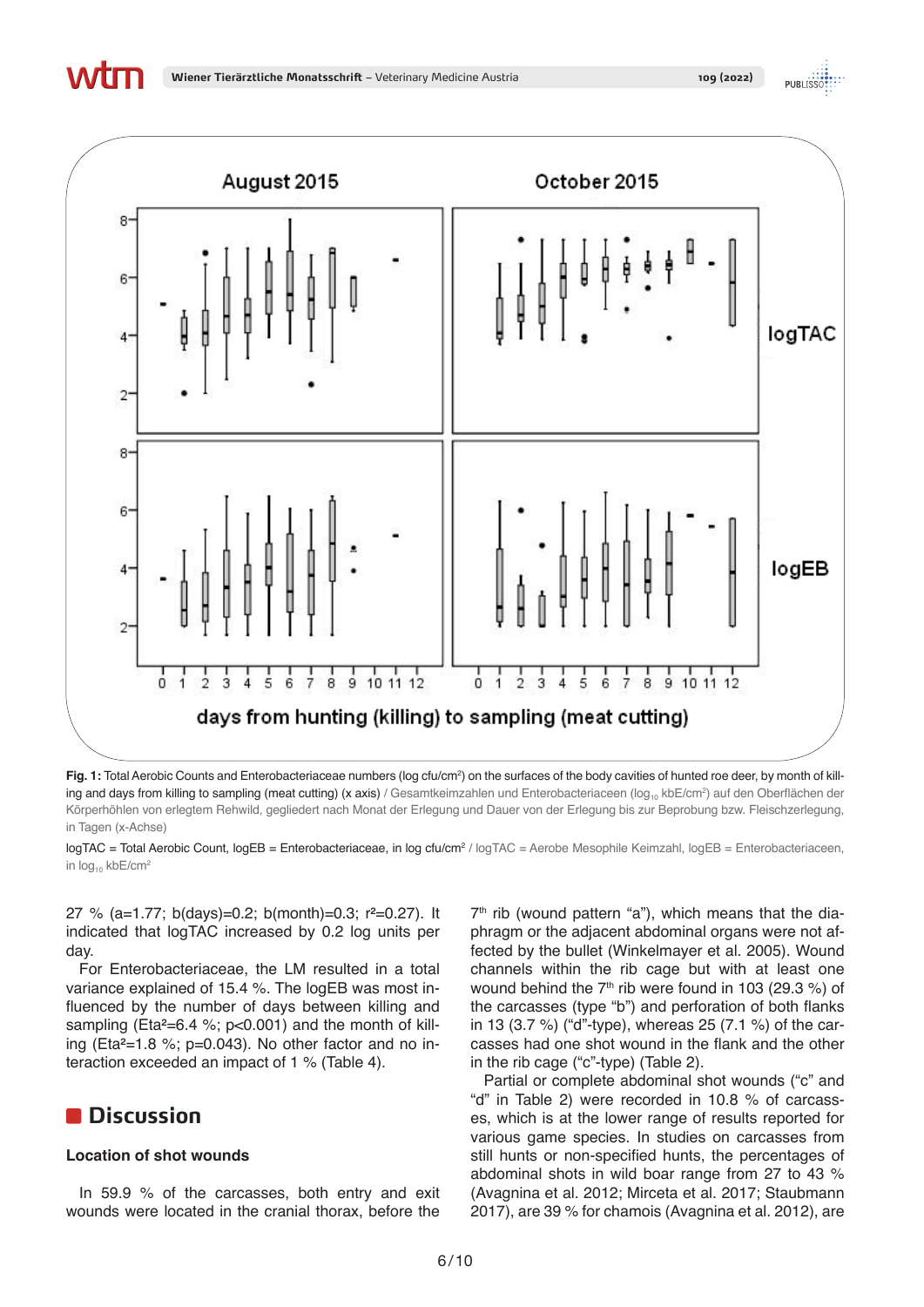Fig. 1: Total Aerobic Counts and Enterobacteriaceae numbers (log cfu/cm²) on the surfaces of the body cavities of hunted roe deer, by month of killing and days from killing to sampling (meat cutting) (x axis) / Gesamtkeimzahlen und Enterobacteriaceen ($log_{10}$ kbE/cm²) auf den Oberflächen der Körperhöhlen von erlegtem Rehwild, gegliedert nach Monat der Erlegung und Dauer von der Erlegung bis zur Beprobung bzw. Fleischzerlegung, in Tagen (x-Achse)

logTAC = Total Aerobic Count, logEB = Enterobacteriaceae, in log cfu/cm² / logTAC = Aerobe Mesophile Keimzahl, logEB = Enterobacteriaceen, in $log_{10}$ kbE/cm²

27 % (a=1.77; b(days)=0.2; b(month)=0.3; $r^2$=0.27). It indicated that logTAC increased by 0.2 log units per day.

For Enterobacteriaceae, the LM resulted in a total variance explained of 15.4 %. The logEB was most influenced by the number of days between killing and sampling (Eta²=6.4 %; $p<0.001$) and the month of killing (Eta²=1.8 %; p=0.043). No other factor and no interaction exceeded an impact of 1 % (Table 4).

## Discussion

### Location of shot wounds

In 59.9 % of the carcasses, both entry and exit wounds were located in the cranial thorax, before the 7th rib (wound pattern "a"), which means that the diaphragm or the adjacent abdominal organs were not affected by the bullet (Winkelmayer et al. 2005). Wound channels within the rib cage but with at least one wound behind the 7th rib were found in 103 (29.3 %) of the carcasses (type "b") and perforation of both flanks in 13 (3.7 %) ("d"-type), whereas 25 (7.1 %) of the carcasses had one shot wound in the flank and the other in the rib cage ("c"-type) (Table 2).

Partial or complete abdominal shot wounds ("c" and "d" in Table 2) were recorded in 10.8 % of carcasses, which is at the lower range of results reported for various game species. In studies on carcasses from still hunts or non-specified hunts, the percentages of abdominal shots in wild boar range from 27 to 43 % (Avagnina et al. 2012; Mirceta et al. 2017; Staubmann 2017), are 39 % for chamois (Avagnina et al. 2012), are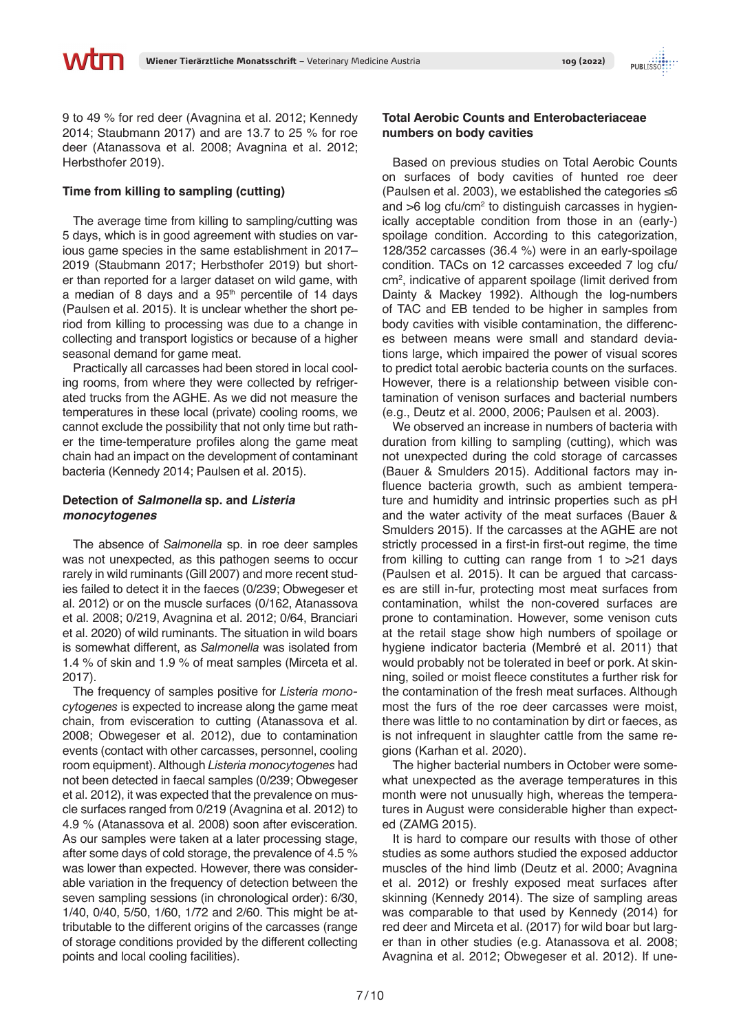9 to 49 % for red deer (Avagnina et al. 2012; Kennedy 2014; Staubmann 2017) and are 13.7 to 25 % for roe deer (Atanassova et al. 2008; Avagnina et al. 2012; Herbsthofer 2019).

### Time from killing to sampling (cutting)

The average time from killing to sampling/cutting was 5 days, which is in good agreement with studies on various game species in the same establishment in 2017–2019 (Staubmann 2017; Herbsthofer 2019) but shorter than reported for a larger dataset on wild game, with a median of 8 days and a 95th percentile of 14 days (Paulsen et al. 2015). It is unclear whether the short period from killing to processing was due to a change in collecting and transport logistics or because of a higher seasonal demand for game meat.

Practically all carcasses had been stored in local cooling rooms, from where they were collected by refrigerated trucks from the AGHE. As we did not measure the temperatures in these local (private) cooling rooms, we cannot exclude the possibility that not only time but rather the time-temperature profiles along the game meat chain had an impact on the development of contaminant bacteria (Kennedy 2014; Paulsen et al. 2015).

### Detection of *Salmonella* sp. and *Listeria monocytogenes*

The absence of *Salmonella* sp. in roe deer samples was not unexpected, as this pathogen seems to occur rarely in wild ruminants (Gill 2007) and more recent studies failed to detect it in the faeces (0/239; Obwegeser et al. 2012) or on the muscle surfaces (0/162, Atanassova et al. 2008; 0/219, Avagnina et al. 2012; 0/64, Branciari et al. 2020) of wild ruminants. The situation in wild boars is somewhat different, as *Salmonella* was isolated from 1.4 % of skin and 1.9 % of meat samples (Mirceta et al. 2017).

The frequency of samples positive for *Listeria monocytogenes* is expected to increase along the game meat chain, from evisceration to cutting (Atanassova et al. 2008; Obwegeser et al. 2012), due to contamination events (contact with other carcasses, personnel, cooling room equipment). Although *Listeria monocytogenes* had not been detected in faecal samples (0/239; Obwegeser et al. 2012), it was expected that the prevalence on muscle surfaces ranged from 0/219 (Avagnina et al. 2012) to 4.9 % (Atanassova et al. 2008) soon after evisceration. As our samples were taken at a later processing stage, after some days of cold storage, the prevalence of 4.5 % was lower than expected. However, there was considerable variation in the frequency of detection between the seven sampling sessions (in chronological order): 6/30, 1/40, 0/40, 5/50, 1/60, 1/72 and 2/60. This might be attributable to the different origins of the carcasses (range of storage conditions provided by the different collecting points and local cooling facilities).

### Total Aerobic Counts and Enterobacteriaceae numbers on body cavities

Based on previous studies on Total Aerobic Counts on surfaces of body cavities of hunted roe deer (Paulsen et al. 2003), we established the categories ≤6 and >6 log cfu/cm$^2$ to distinguish carcasses in hygienically acceptable condition from those in an (early-) spoilage condition. According to this categorization, 128/352 carcasses (36.4 %) were in an early-spoilage condition. TACs on 12 carcasses exceeded 7 log cfu/cm$^2$, indicative of apparent spoilage (limit derived from Dainty & Mackey 1992). Although the log-numbers of TAC and EB tended to be higher in samples from body cavities with visible contamination, the differences between means were small and standard deviations large, which impaired the power of visual scores to predict total aerobic bacteria counts on the surfaces. However, there is a relationship between visible contamination of venison surfaces and bacterial numbers (e.g., Deutz et al. 2000, 2006; Paulsen et al. 2003).

We observed an increase in numbers of bacteria with duration from killing to sampling (cutting), which was not unexpected during the cold storage of carcasses (Bauer & Smulders 2015). Additional factors may influence bacteria growth, such as ambient temperature and humidity and intrinsic properties such as pH and the water activity of the meat surfaces (Bauer & Smulders 2015). If the carcasses at the AGHE are not strictly processed in a first-in first-out regime, the time from killing to cutting can range from 1 to >21 days (Paulsen et al. 2015). It can be argued that carcasses are still in-fur, protecting most meat surfaces from contamination, whilst the non-covered surfaces are prone to contamination. However, some venison cuts at the retail stage show high numbers of spoilage or hygiene indicator bacteria (Membré et al. 2011) that would probably not be tolerated in beef or pork. At skinning, soiled or moist fleece constitutes a further risk for the contamination of the fresh meat surfaces. Although most the furs of the roe deer carcasses were moist, there was little to no contamination by dirt or faeces, as is not infrequent in slaughter cattle from the same regions (Karhan et al. 2020).

The higher bacterial numbers in October were somewhat unexpected as the average temperatures in this month were not unusually high, whereas the temperatures in August were considerable higher than expected (ZAMG 2015).

It is hard to compare our results with those of other studies as some authors studied the exposed adductor muscles of the hind limb (Deutz et al. 2000; Avagnina et al. 2012) or freshly exposed meat surfaces after skinning (Kennedy 2014). The size of sampling areas was comparable to that used by Kennedy (2014) for red deer and Mirceta et al. (2017) for wild boar but larger than in other studies (e.g. Atanassova et al. 2008; Avagnina et al. 2012; Obwegeser et al. 2012). If une-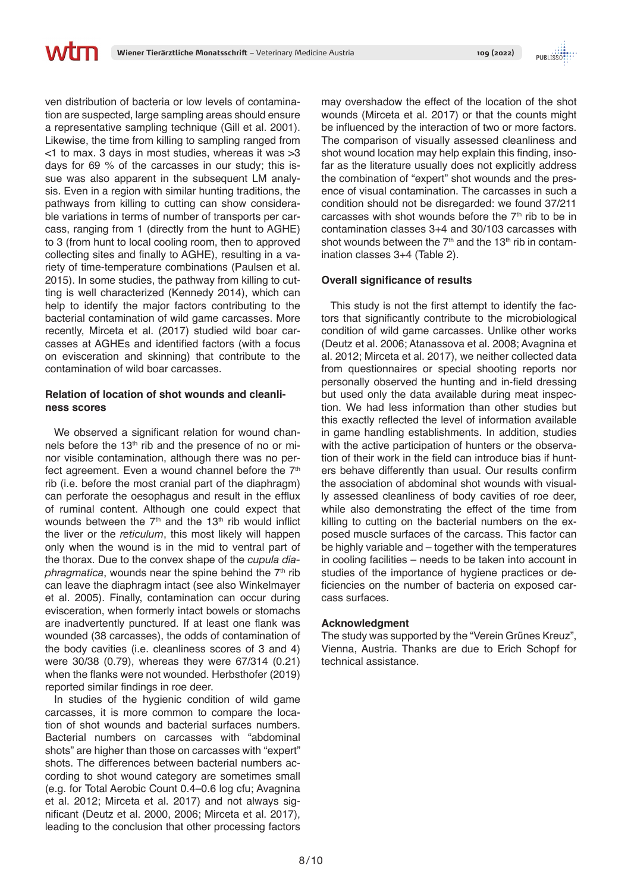ven distribution of bacteria or low levels of contamination are suspected, large sampling areas should ensure a representative sampling technique (Gill et al. 2001). Likewise, the time from killing to sampling ranged from <1 to max. 3 days in most studies, whereas it was >3 days for 69 % of the carcasses in our study; this issue was also apparent in the subsequent LM analysis. Even in a region with similar hunting traditions, the pathways from killing to cutting can show considerable variations in terms of number of transports per carcass, ranging from 1 (directly from the hunt to AGHE) to 3 (from hunt to local cooling room, then to approved collecting sites and finally to AGHE), resulting in a variety of time-temperature combinations (Paulsen et al. 2015). In some studies, the pathway from killing to cutting is well characterized (Kennedy 2014), which can help to identify the major factors contributing to the bacterial contamination of wild game carcasses. More recently, Mirceta et al. (2017) studied wild boar carcasses at AGHEs and identified factors (with a focus on evisceration and skinning) that contribute to the contamination of wild boar carcasses.

#### Relation of location of shot wounds and cleanliness scores

We observed a significant relation for wound channels before the 13th rib and the presence of no or minor visible contamination, although there was no perfect agreement. Even a wound channel before the 7th rib (i.e. before the most cranial part of the diaphragm) can perforate the oesophagus and result in the efflux of ruminal content. Although one could expect that wounds between the 7th and the 13th rib would inflict the liver or the *reticulum*, this most likely will happen only when the wound is in the mid to ventral part of the thorax. Due to the convex shape of the *cupula diaphragmatica*, wounds near the spine behind the 7th rib can leave the diaphragm intact (see also Winkelmayer et al. 2005). Finally, contamination can occur during evisceration, when formerly intact bowels or stomachs are inadvertently punctured. If at least one flank was wounded (38 carcasses), the odds of contamination of the body cavities (i.e. cleanliness scores of 3 and 4) were 30/38 (0.79), whereas they were 67/314 (0.21) when the flanks were not wounded. Herbsthofer (2019) reported similar findings in roe deer.

In studies of the hygienic condition of wild game carcasses, it is more common to compare the location of shot wounds and bacterial surfaces numbers. Bacterial numbers on carcasses with "abdominal shots" are higher than those on carcasses with "expert" shots. The differences between bacterial numbers according to shot wound category are sometimes small (e.g. for Total Aerobic Count 0.4–0.6 log cfu; Avagnina et al. 2012; Mirceta et al. 2017) and not always significant (Deutz et al. 2000, 2006; Mirceta et al. 2017), leading to the conclusion that other processing factors may overshadow the effect of the location of the shot wounds (Mirceta et al. 2017) or that the counts might be influenced by the interaction of two or more factors. The comparison of visually assessed cleanliness and shot wound location may help explain this finding, insofar as the literature usually does not explicitly address the combination of "expert" shot wounds and the presence of visual contamination. The carcasses in such a condition should not be disregarded: we found 37/211 carcasses with shot wounds before the 7th rib to be in contamination classes 3+4 and 30/103 carcasses with shot wounds between the 7th and the 13th rib in contamination classes 3+4 (Table 2).

#### Overall significance of results

This study is not the first attempt to identify the factors that significantly contribute to the microbiological condition of wild game carcasses. Unlike other works (Deutz et al. 2006; Atanassova et al. 2008; Avagnina et al. 2012; Mirceta et al. 2017), we neither collected data from questionnaires or special shooting reports nor personally observed the hunting and in-field dressing but used only the data available during meat inspection. We had less information than other studies but this exactly reflected the level of information available in game handling establishments. In addition, studies with the active participation of hunters or the observation of their work in the field can introduce bias if hunters behave differently than usual. Our results confirm the association of abdominal shot wounds with visually assessed cleanliness of body cavities of roe deer, while also demonstrating the effect of the time from killing to cutting on the bacterial numbers on the exposed muscle surfaces of the carcass. This factor can be highly variable and – together with the temperatures in cooling facilities – needs to be taken into account in studies of the importance of hygiene practices or deficiencies on the number of bacteria on exposed carcass surfaces.

#### Acknowledgment

The study was supported by the "Verein Grünes Kreuz", Vienna, Austria. Thanks are due to Erich Schopf for technical assistance.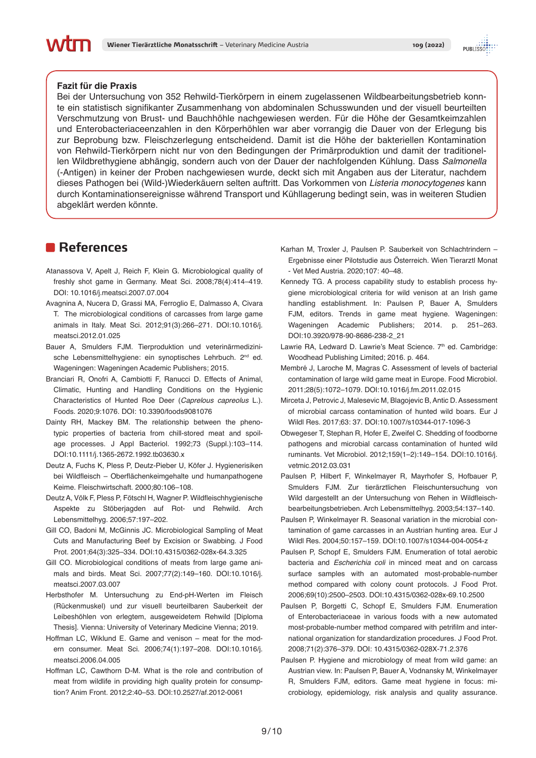**Fazit für die Praxis**

Bei der Untersuchung von 352 Rehwild-Tierkörpern in einem zugelassenen Wildbearbeitungsbetrieb konnte ein statistisch signifikanter Zusammenhang von abdominalen Schusswunden und der visuell beurteilten Verschmutzung von Brust- und Bauchhöhle nachgewiesen werden. Für die Höhe der Gesamtkeimzahlen und Enterobacteriaceenzahlen in den Körperhöhlen war aber vorrangig die Dauer von der Erlegung bis zur Beprobung bzw. Fleischzerlegung entscheidend. Damit ist die Höhe der bakteriellen Kontamination von Rehwild-Tierkörpern nicht nur von den Bedingungen der Primärproduktion und damit der traditionellen Wildbrethygiene abhängig, sondern auch von der Dauer der nachfolgenden Kühlung. Dass *Salmonella* (-Antigen) in keiner der Proben nachgewiesen wurde, deckt sich mit Angaben aus der Literatur, nachdem dieses Pathogen bei (Wild-)Wiederkäuern selten auftritt. Das Vorkommen von *Listeria monocytogenes* kann durch Kontaminationsereignisse während Transport und Kühllagerung bedingt sein, was in weiteren Studien abgeklärt werden könnte.

## References

Atanassova V, Apelt J, Reich F, Klein G. Microbiological quality of freshly shot game in Germany. Meat Sci. 2008;78(4):414–419. DOI: 10.1016/j.meatsci.2007.07.004

Avagnina A, Nucera D, Grassi MA, Ferroglio E, Dalmasso A, Civara T. The microbiological conditions of carcasses from large game animals in Italy. Meat Sci. 2012;91(3):266–271. DOI:10.1016/j.meatsci.2012.01.025

Bauer A, Smulders FJM. Tierproduktion und veterinärmedizinische Lebensmittelhygiene: ein synoptisches Lehrbuch. 2nd ed. Wageningen: Wageningen Academic Publishers; 2015.

Branciari R, Onofri A, Cambiotti F, Ranucci D. Effects of Animal, Climatic, Hunting and Handling Conditions on the Hygienic Characteristics of Hunted Roe Deer (*Caprelous capreolus* L.). Foods. 2020;9:1076. DOI: 10.3390/foods9081076

Dainty RH, Mackey BM. The relationship between the phenotypic properties of bacteria from chill-stored meat and spoilage processes. J Appl Bacteriol. 1992;73 (Suppl.):103–114. DOI:10.1111/j.1365-2672.1992.tb03630.x

Deutz A, Fuchs K, Pless P, Deutz-Pieber U, Köfer J. Hygienerisiken bei Wildfleisch – Oberflächenkeimgehalte und humanpathogene Keime. Fleischwirtschaft. 2000;80:106–108.

Deutz A, Völk F, Pless P, Fötschl H, Wagner P. Wildfleischhygienische Aspekte zu Stöberjagden auf Rot- und Rehwild. Arch Lebensmittelhyg. 2006;57:197–202.

Gill CO, Badoni M, McGinnis JC. Microbiological Sampling of Meat Cuts and Manufacturing Beef by Excision or Swabbing. J Food Prot. 2001;64(3):325–334. DOI:10.4315/0362-028x-64.3.325

Gill CO. Microbiological conditions of meats from large game animals and birds. Meat Sci. 2007;77(2):149–160. DOI:10.1016/j.meatsci.2007.03.007

Herbsthofer M. Untersuchung zu End-pH-Werten im Fleisch (Rückenmuskel) und zur visuell beurteilbaren Sauberkeit der Leibeshöhlen von erlegtem, ausgeweidetem Rehwild [Diploma Thesis]. Vienna: University of Veterinary Medicine Vienna; 2019.

Hoffman LC, Wiklund E. Game and venison – meat for the modern consumer. Meat Sci. 2006;74(1):197–208. DOI:10.1016/j.meatsci.2006.04.005

Hoffman LC, Cawthorn D-M. What is the role and contribution of meat from wildlife in providing high quality protein for consumption? Anim Front. 2012;2:40–53. DOI:10.2527/af.2012-0061

Karhan M, Troxler J, Paulsen P. Sauberkeit von Schlachtrindern – Ergebnisse einer Pilotstudie aus Österreich. Wien Tierarztl Monat - Vet Med Austria. 2020;107: 40–48.

Kennedy TG. A process capability study to establish process hygiene microbiological criteria for wild venison at an Irish game handling establishment. In: Paulsen P, Bauer A, Smulders FJM, editors. Trends in game meat hygiene. Wageningen: Wageningen Academic Publishers; 2014. p. 251–263. DOI:10.3920/978-90-8686-238-2_21

Lawrie RA, Ledward D. Lawrie's Meat Science. 7th ed. Cambridge: Woodhead Publishing Limited; 2016. p. 464.

Membré J, Laroche M, Magras C. Assessment of levels of bacterial contamination of large wild game meat in Europe. Food Microbiol. 2011;28(5):1072–1079. DOI:10.1016/j.fm.2011.02.015

Mirceta J, Petrovic J, Malesevic M, Blagojevic B, Antic D. Assessment of microbial carcass contamination of hunted wild boars. Eur J Wildl Res. 2017;63: 37. DOI:10.1007/s10344-017-1096-3

Obwegeser T, Stephan R, Hofer E, Zweifel C. Shedding of foodborne pathogens and microbial carcass contamination of hunted wild ruminants. Vet Microbiol. 2012;159(1–2):149–154. DOI:10.1016/j.vetmic.2012.03.031

Paulsen P, Hilbert F, Winkelmayer R, Mayrhofer S, Hofbauer P, Smulders FJM. Zur tierärztlichen Fleischuntersuchung von Wild dargestellt an der Untersuchung von Rehen in Wildfleischbearbeitungsbetrieben. Arch Lebensmittelhyg. 2003;54:137–140.

Paulsen P, Winkelmayer R. Seasonal variation in the microbial contamination of game carcasses in an Austrian hunting area. Eur J Wildl Res. 2004;50:157–159. DOI:10.1007/s10344-004-0054-z

Paulsen P, Schopf E, Smulders FJM. Enumeration of total aerobic bacteria and *Escherichia coli* in minced meat and on carcass surface samples with an automated most-probable-number method compared with colony count protocols. J Food Prot. 2006;69(10):2500–2503. DOI:10.4315/0362-028x-69.10.2500

Paulsen P, Borgetti C, Schopf E, Smulders FJM. Enumeration of Enterobacteriaceae in various foods with a new automated most-probable-number method compared with petrifilm and international organization for standardization procedures. J Food Prot. 2008;71(2):376–379. DOI: 10.4315/0362-028X-71.2.376

Paulsen P. Hygiene and microbiology of meat from wild game: an Austrian view. In: Paulsen P, Bauer A, Vodnansky M, Winkelmayer R, Smulders FJM, editors. Game meat hygiene in focus: microbiology, epidemiology, risk analysis and quality assurance.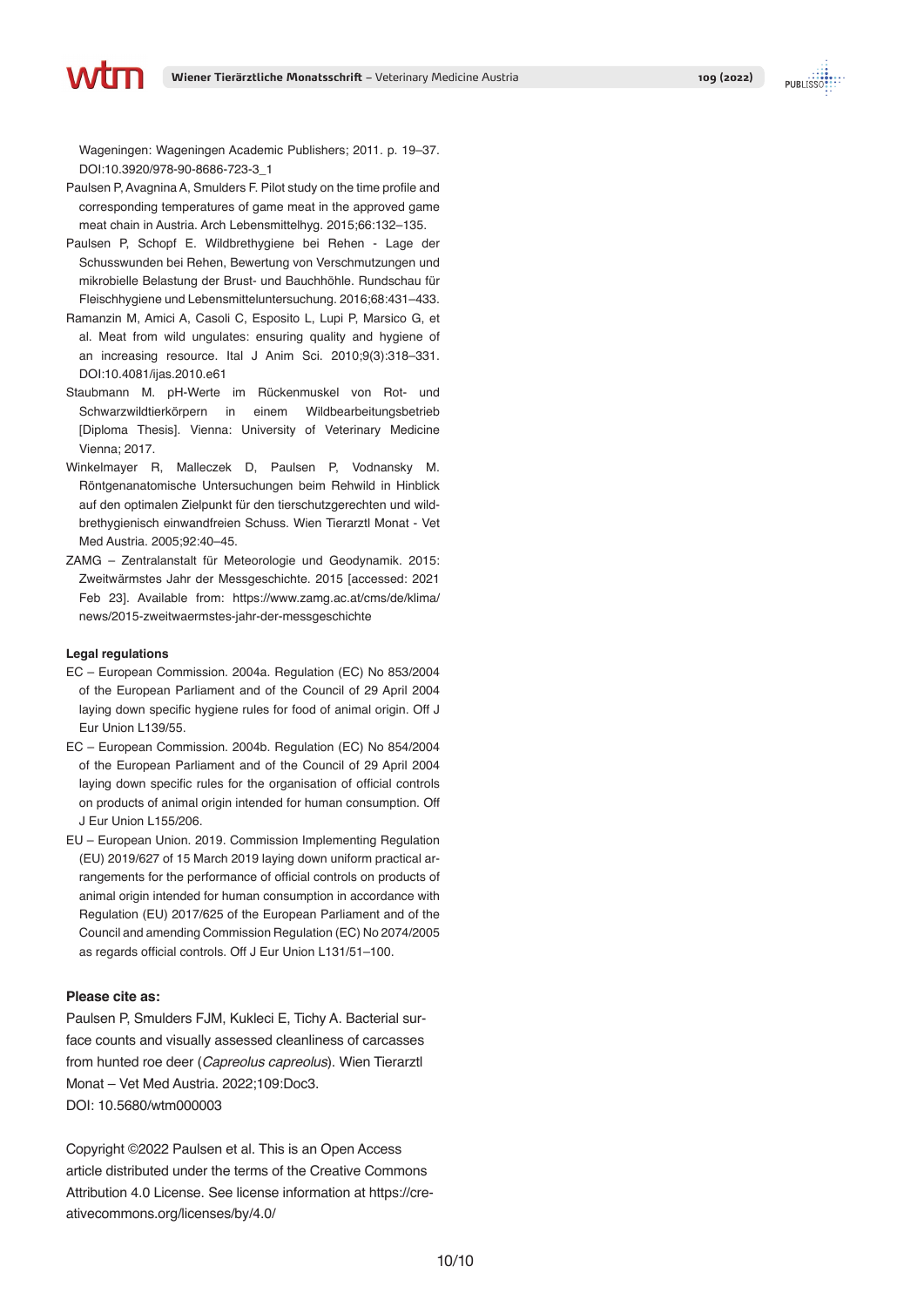Wageningen: Wageningen Academic Publishers; 2011. p. 19–37. DOI:10.3920/978-90-8686-723-3_1

Paulsen P, Avagnina A, Smulders F. Pilot study on the time profile and corresponding temperatures of game meat in the approved game meat chain in Austria. Arch Lebensmittelhyg. 2015;66:132–135.

Paulsen P, Schopf E. Wildbrethygiene bei Rehen - Lage der Schusswunden bei Rehen, Bewertung von Verschmutzungen und mikrobielle Belastung der Brust- und Bauchhöhle. Rundschau für Fleischhygiene und Lebensmitteluntersuchung. 2016;68:431–433.

Ramanzin M, Amici A, Casoli C, Esposito L, Lupi P, Marsico G, et al. Meat from wild ungulates: ensuring quality and hygiene of an increasing resource. Ital J Anim Sci. 2010;9(3):318–331. DOI:10.4081/ijas.2010.e61

Staubmann M. pH-Werte im Rückenmuskel von Rot- und Schwarzwildtierkörpern in einem Wildbearbeitungsbetrieb [Diploma Thesis]. Vienna: University of Veterinary Medicine Vienna; 2017.

Winkelmayer R, Malleczek D, Paulsen P, Vodnansky M. Röntgenanatomische Untersuchungen beim Rehwild in Hinblick auf den optimalen Zielpunkt für den tierschutzgerechten und wildbrethygienisch einwandfreien Schuss. Wien Tierarztl Monat - Vet Med Austria. 2005;92:40–45.

ZAMG – Zentralanstalt für Meteorologie und Geodynamik. 2015: Zweitwärmstes Jahr der Messgeschichte. 2015 [accessed: 2021 Feb 23]. Available from: https://www.zamg.ac.at/cms/de/klima/news/2015-zweitwaermstes-jahr-der-messgeschichte

**Legal regulations**

EC – European Commission. 2004a. Regulation (EC) No 853/2004 of the European Parliament and of the Council of 29 April 2004 laying down specific hygiene rules for food of animal origin. Off J Eur Union L139/55.

EC – European Commission. 2004b. Regulation (EC) No 854/2004 of the European Parliament and of the Council of 29 April 2004 laying down specific rules for the organisation of official controls on products of animal origin intended for human consumption. Off J Eur Union L155/206.

EU – European Union. 2019. Commission Implementing Regulation (EU) 2019/627 of 15 March 2019 laying down uniform practical arrangements for the performance of official controls on products of animal origin intended for human consumption in accordance with Regulation (EU) 2017/625 of the European Parliament and of the Council and amending Commission Regulation (EC) No 2074/2005 as regards official controls. Off J Eur Union L131/51–100.

**Please cite as:**

Paulsen P, Smulders FJM, Kukleci E, Tichy A. Bacterial surface counts and visually assessed cleanliness of carcasses from hunted roe deer (*Capreolus capreolus*). Wien Tierarztl Monat – Vet Med Austria. 2022;109:Doc3.
DOI: 10.5680/wtm000003

Copyright ©2022 Paulsen et al. This is an Open Access article distributed under the terms of the Creative Commons Attribution 4.0 License. See license information at https://creativecommons.org/licenses/by/4.0/